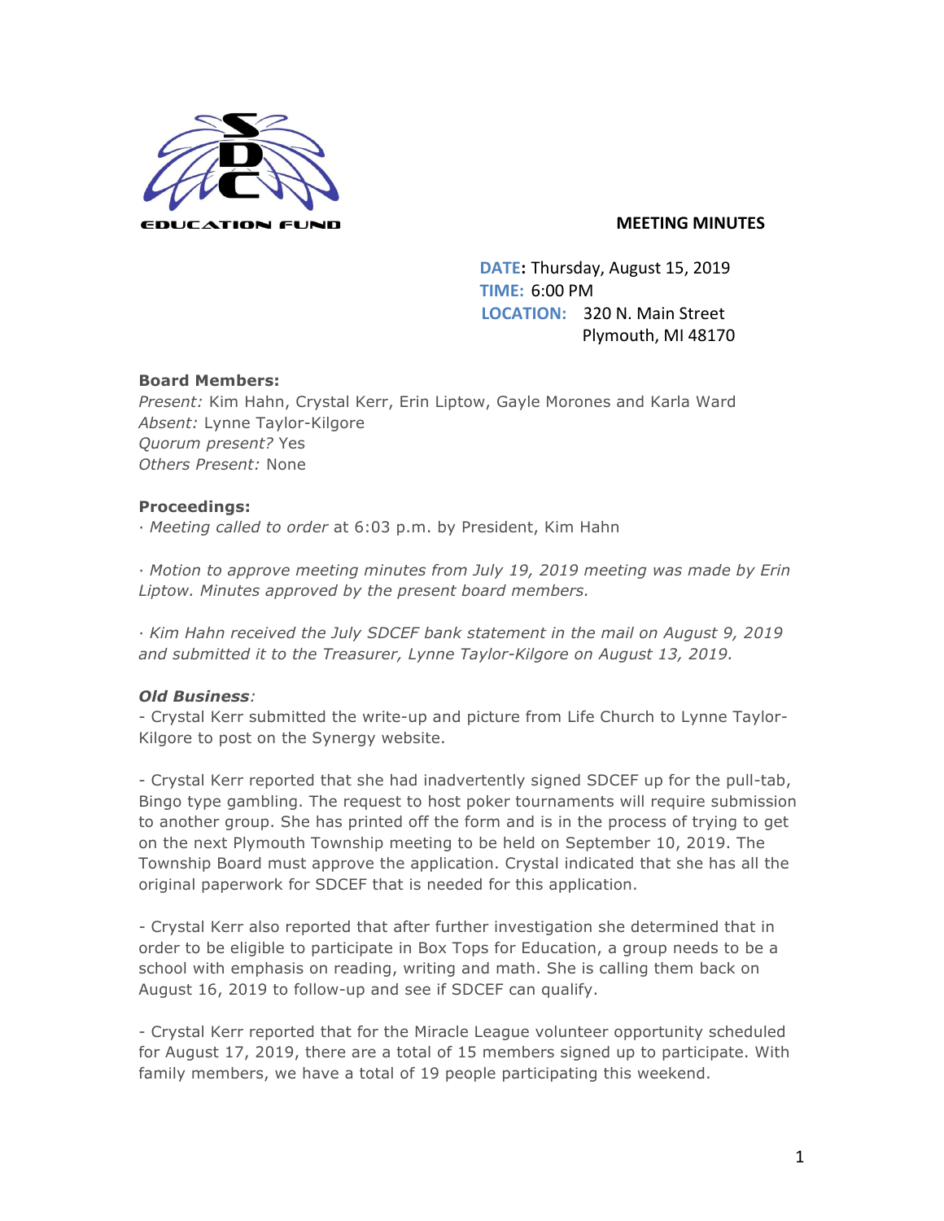EDUCATION FUND

## MEETING MINUTES

**DATE:** Thursday, August 15, 2019
**TIME:** 6:00 PM
**LOCATION:** 320 N. Main Street
Plymouth, MI 48170

**Board Members:**
*Present:* Kim Hahn, Crystal Kerr, Erin Liptow, Gayle Morones and Karla Ward
*Absent:* Lynne Taylor-Kilgore
*Quorum present?* Yes
*Others Present:* None

**Proceedings:**
· *Meeting called to order* at 6:03 p.m. by President, Kim Hahn

· *Motion to approve meeting minutes from July 19, 2019 meeting was made by Erin Liptow. Minutes approved by the present board members.*

· *Kim Hahn received the July SDCEF bank statement in the mail on August 9, 2019 and submitted it to the Treasurer, Lynne Taylor-Kilgore on August 13, 2019.*

***Old Business****:*
- Crystal Kerr submitted the write-up and picture from Life Church to Lynne Taylor-Kilgore to post on the Synergy website.

- Crystal Kerr reported that she had inadvertently signed SDCEF up for the pull-tab, Bingo type gambling. The request to host poker tournaments will require submission to another group. She has printed off the form and is in the process of trying to get on the next Plymouth Township meeting to be held on September 10, 2019. The Township Board must approve the application. Crystal indicated that she has all the original paperwork for SDCEF that is needed for this application.

- Crystal Kerr also reported that after further investigation she determined that in order to be eligible to participate in Box Tops for Education, a group needs to be a school with emphasis on reading, writing and math. She is calling them back on August 16, 2019 to follow-up and see if SDCEF can qualify.

- Crystal Kerr reported that for the Miracle League volunteer opportunity scheduled for August 17, 2019, there are a total of 15 members signed up to participate. With family members, we have a total of 19 people participating this weekend.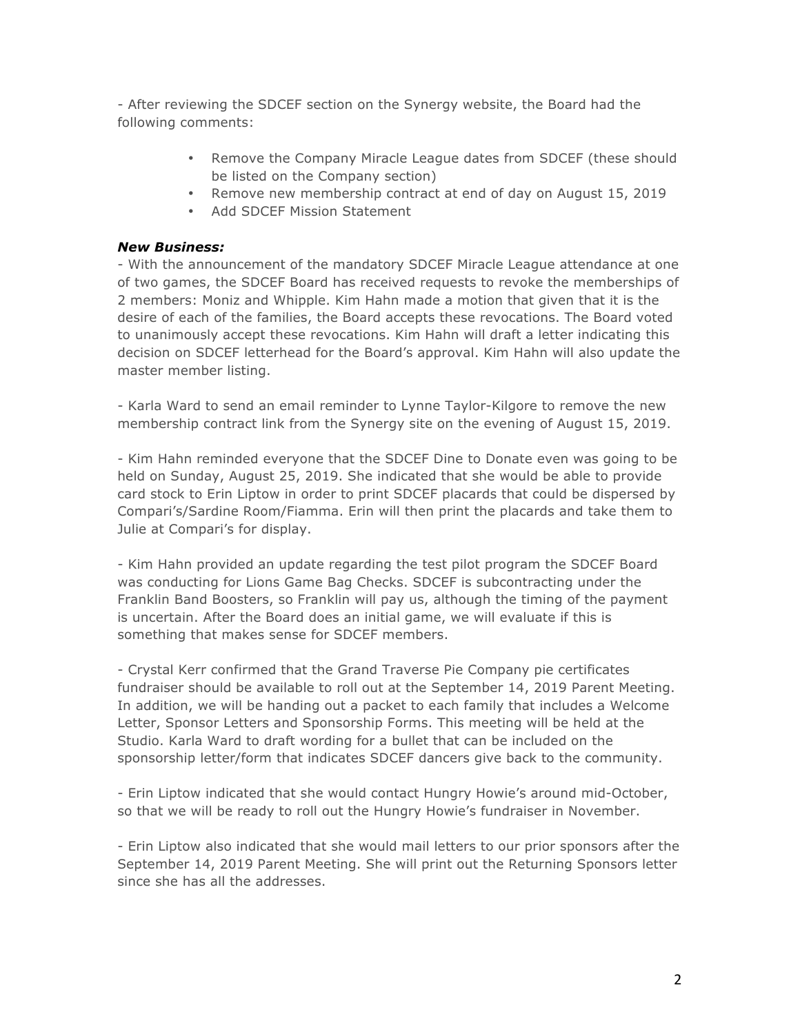- After reviewing the SDCEF section on the Synergy website, the Board had the following comments:

- Remove the Company Miracle League dates from SDCEF (these should be listed on the Company section)
- Remove new membership contract at end of day on August 15, 2019
- Add SDCEF Mission Statement

***New Business:***

- With the announcement of the mandatory SDCEF Miracle League attendance at one of two games, the SDCEF Board has received requests to revoke the memberships of 2 members: Moniz and Whipple. Kim Hahn made a motion that given that it is the desire of each of the families, the Board accepts these revocations. The Board voted to unanimously accept these revocations. Kim Hahn will draft a letter indicating this decision on SDCEF letterhead for the Board's approval. Kim Hahn will also update the master member listing.

- Karla Ward to send an email reminder to Lynne Taylor-Kilgore to remove the new membership contract link from the Synergy site on the evening of August 15, 2019.

- Kim Hahn reminded everyone that the SDCEF Dine to Donate even was going to be held on Sunday, August 25, 2019. She indicated that she would be able to provide card stock to Erin Liptow in order to print SDCEF placards that could be dispersed by Compari's/Sardine Room/Fiamma. Erin will then print the placards and take them to Julie at Compari's for display.

- Kim Hahn provided an update regarding the test pilot program the SDCEF Board was conducting for Lions Game Bag Checks. SDCEF is subcontracting under the Franklin Band Boosters, so Franklin will pay us, although the timing of the payment is uncertain. After the Board does an initial game, we will evaluate if this is something that makes sense for SDCEF members.

- Crystal Kerr confirmed that the Grand Traverse Pie Company pie certificates fundraiser should be available to roll out at the September 14, 2019 Parent Meeting. In addition, we will be handing out a packet to each family that includes a Welcome Letter, Sponsor Letters and Sponsorship Forms. This meeting will be held at the Studio. Karla Ward to draft wording for a bullet that can be included on the sponsorship letter/form that indicates SDCEF dancers give back to the community.

- Erin Liptow indicated that she would contact Hungry Howie's around mid-October, so that we will be ready to roll out the Hungry Howie's fundraiser in November.

- Erin Liptow also indicated that she would mail letters to our prior sponsors after the September 14, 2019 Parent Meeting. She will print out the Returning Sponsors letter since she has all the addresses.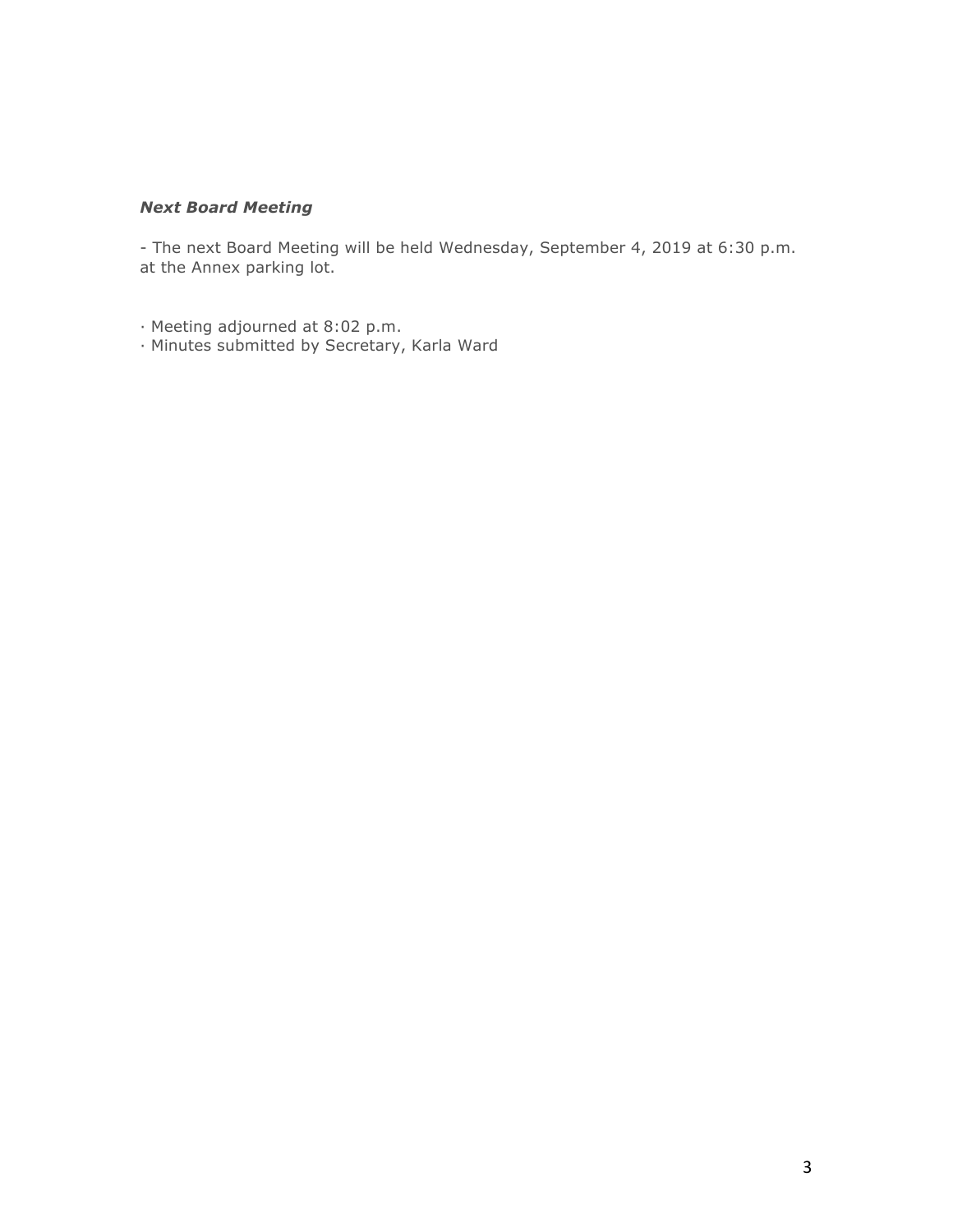***Next Board Meeting***

- The next Board Meeting will be held Wednesday, September 4, 2019 at 6:30 p.m. at the Annex parking lot.

· Meeting adjourned at 8:02 p.m.
· Minutes submitted by Secretary, Karla Ward